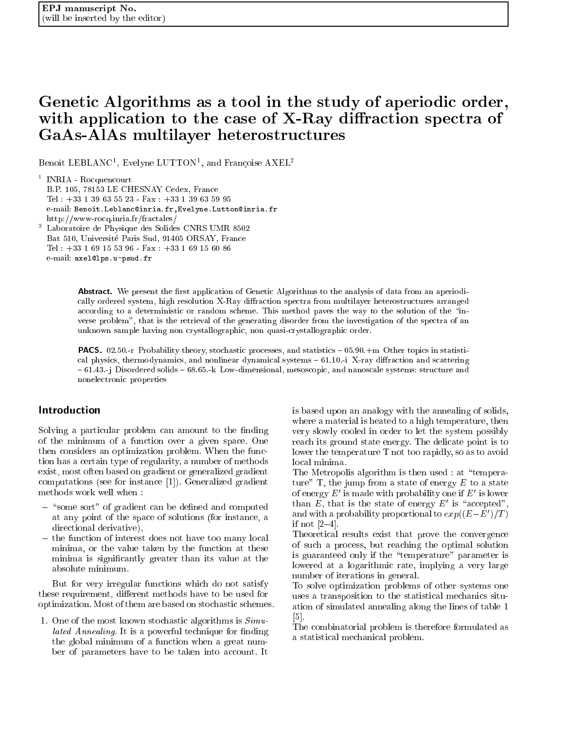EPJ manuscript No.
(will be inserted by the editor)

# Genetic Algorithms as a tool in the study of aperiodic order, with application to the case of X-Ray diffraction spectra of GaAs-AlAs multilayer heterostructures

Benoît LEBLANC[1], Evelyne LUTTON[1], and Françoise AXEL[2]

[1] INRIA - Rocquencourt
B.P. 105, 78153 LE CHESNAY Cedex, France
Tel : +33 1 39 63 55 23 - Fax : +33 1 39 63 59 95
e-mail: Benoit.Leblanc@inria.fr,Evelyne.Lutton@inria.fr
http://www-rocq.inria.fr/fractales/

[2] Laboratoire de Physique des Solides CNRS UMR 8502
Bat 510, Université Paris Sud, 91405 ORSAY, France
Tel : +33 1 69 15 53 96 - Fax : +33 1 69 15 60 86
e-mail: axel@lps.u-psud.fr

**Abstract.** We present the first application of Genetic Algorithms to the analysis of data from an aperiodically ordered system, high resolution X-Ray diffraction spectra from multilayer heterostructures arranged according to a deterministic or random scheme. This method paves the way to the solution of the "inverse problem", that is the retrieval of the generating disorder from the investigation of the spectra of an unknown sample having non crystallographic, non quasi-crystallographic order.

**PACS.** 02.50.-r Probability theory, stochastic processes, and statistics – 05.90.+m Other topics in statistical physics, thermodynamics, and nonlinear dynamical systems – 61.10.-i X-ray diffraction and scattering – 61.43.-j Disordered solids – 68.65.-k Low-dimensional, mesoscopic, and nanoscale systems: structure and nonelectronic properties

## Introduction

Solving a particular problem can amount to the finding of the minimum of a function over a given space. One then considers an optimization problem. When the function has a certain type of regularity, a number of methods exist, most often based on gradient or generalized gradient computations (see for instance [1]). Generalized gradient methods work well when :

- "some sort" of gradient can be defined and computed at any point of the space of solutions (for instance, a directional derivative),
- the function of interest does not have too many local minima, or the value taken by the function at these minima is significantly greater than its value at the absolute minimum.

But for very irregular functions which do not satisfy these requirement, different methods have to be used for optimization. Most of them are based on stochastic schemes.

1. One of the most known stochastic algorithms is *Simulated Annealing*. It is a powerful technique for finding the global minimum of a function when a great number of parameters have to be taken into account. It is based upon an analogy with the annealing of solids, where a material is heated to a high temperature, then very slowly cooled in order to let the system possibly reach its ground state energy. The delicate point is to lower the temperature T not too rapidly, so as to avoid local minima.
   The Metropolis algorithm is then used : at "temperature" T, the jump from a state of energy $E$ to a state of energy $E'$ is made with probability one if $E'$ is lower than $E$, that is the state of energy $E'$ is "accepted", and with a probability proportional to $exp((E-E')/T)$ if not [2–4].
   Theoretical results exist that prove the convergence of such a process, but reaching the optimal solution is guaranteed only if the "temperature" parameter is lowered at a logarithmic rate, implying a very large number of iterations in general.
   To solve optimization problems of other systems one uses a transposition to the statistical mechanics situation of simulated annealing along the lines of table 1 [5].
   The combinatorial problem is therefore formulated as a statistical mechanical problem.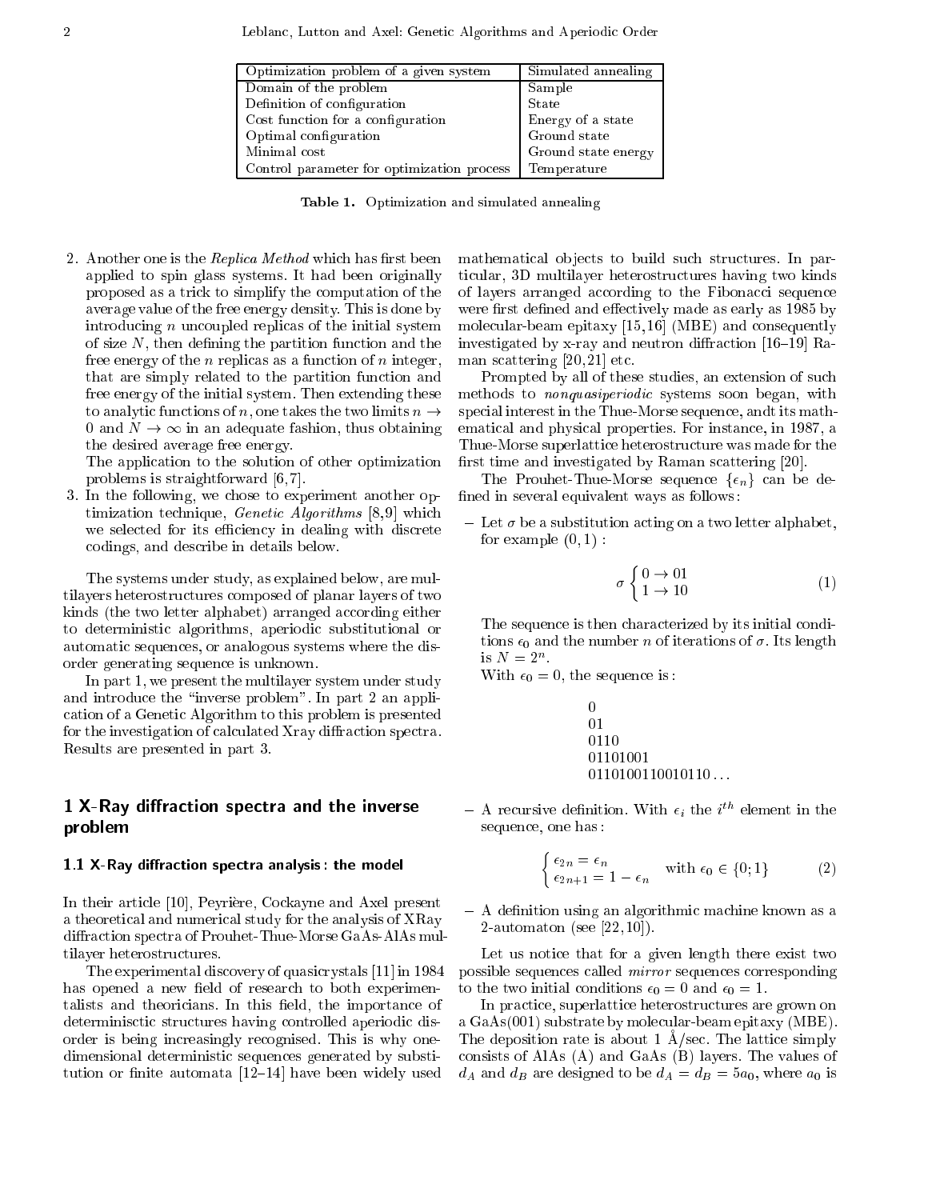| Optimization problem of a given system | Simulated annealing |
|---|---|
| Domain of the problem | Sample |
| Definition of configuration | State |
| Cost function for a configuration | Energy of a state |
| Optimal configuration | Ground state |
| Minimal cost | Ground state energy |
| Control parameter for optimization process | Temperature |

**Table 1.** Optimization and simulated annealing

2. Another one is the *Replica Method* which has first been applied to spin glass systems. It had been originally proposed as a trick to simplify the computation of the average value of the free energy density. This is done by introducing $n$ uncoupled replicas of the initial system of size $N$, then defining the partition function and the free energy of the $n$ replicas as a function of $n$ integer, that are simply related to the partition function and free energy of the initial system. Then extending these to analytic functions of $n$, one takes the two limits $n \rightarrow 0$ and $N \rightarrow \infty$ in an adequate fashion, thus obtaining the desired average free energy.
   The application to the solution of other optimization problems is straightforward [6,7].
3. In the following, we chose to experiment another optimization technique, *Genetic Algorithms* [8,9] which we selected for its efficiency in dealing with discrete codings, and describe in details below.

The systems under study, as explained below, are multilayers heterostructures composed of planar layers of two kinds (the two letter alphabet) arranged according either to deterministic algorithms, aperiodic substitutional or automatic sequences, or analogous systems where the disorder generating sequence is unknown.

In part 1, we present the multilayer system under study and introduce the "inverse problem". In part 2 an application of a Genetic Algorithm to this problem is presented for the investigation of calculated Xray diffraction spectra. Results are presented in part 3.

# 1 X-Ray diffraction spectra and the inverse problem

## 1.1 X-Ray diffraction spectra analysis : the model

In their article [10], Peyrière, Cockayne and Axel present a theoretical and numerical study for the analysis of XRay diffraction spectra of Prouhet-Thue-Morse GaAs-AlAs multilayer heterostructures.

The experimental discovery of quasicrystals [11] in 1984 has opened a new field of research to both experimentalists and theoricians. In this field, the importance of determinisctic structures having controlled aperiodic disorder is being increasingly recognised. This is why one-dimensional deterministic sequences generated by substitution or finite automata [12–14] have been widely used mathematical objects to build such structures. In particular, 3D multilayer heterostructures having two kinds of layers arranged according to the Fibonacci sequence were first defined and effectively made as early as 1985 by molecular-beam epitaxy [15,16] (MBE) and consequently investigated by x-ray and neutron diffraction [16–19] Raman scattering [20,21] etc.

Prompted by all of these studies, an extension of such methods to *nonquasiperiodic* systems soon began, with special interest in the Thue-Morse sequence, andt its mathematical and physical properties. For instance, in 1987, a Thue-Morse superlattice heterostructure was made for the first time and investigated by Raman scattering [20].

The Prouhet-Thue-Morse sequence $\{\epsilon_n\}$ can be defined in several equivalent ways as follows :

– Let $\sigma$ be a substitution acting on a two letter alphabet, for example $(0,1)$ :

$$\sigma \begin{cases} 0 \rightarrow 01 \\ 1 \rightarrow 10 \end{cases} \tag{1}$$

The sequence is then characterized by its initial conditions $\epsilon_0$ and the number $n$ of iterations of $\sigma$. Its length is $N = 2^n$.
With $\epsilon_0 = 0$, the sequence is :

0
01
0110
01101001
0110100110010110 ...

– A recursive definition. With $\epsilon_i$ the $i^{th}$ element in the sequence, one has :

$$\begin{cases} \epsilon_{2n} = \epsilon_n \\ \epsilon_{2n+1} = 1 - \epsilon_n \end{cases} \quad \text{with } \epsilon_0 \in \{0;1\} \tag{2}$$

– A definition using an algorithmic machine known as a 2-automaton (see [22,10]).

Let us notice that for a given length there exist two possible sequences called *mirror* sequences corresponding to the two initial conditions $\epsilon_0 = 0$ and $\epsilon_0 = 1$.

In practice, superlattice heterostructures are grown on a GaAs(001) substrate by molecular-beam epitaxy (MBE). The deposition rate is about 1 Å/sec. The lattice simply consists of AlAs (A) and GaAs (B) layers. The values of $d_A$ and $d_B$ are designed to be $d_A = d_B = 5a_0$, where $a_0$ is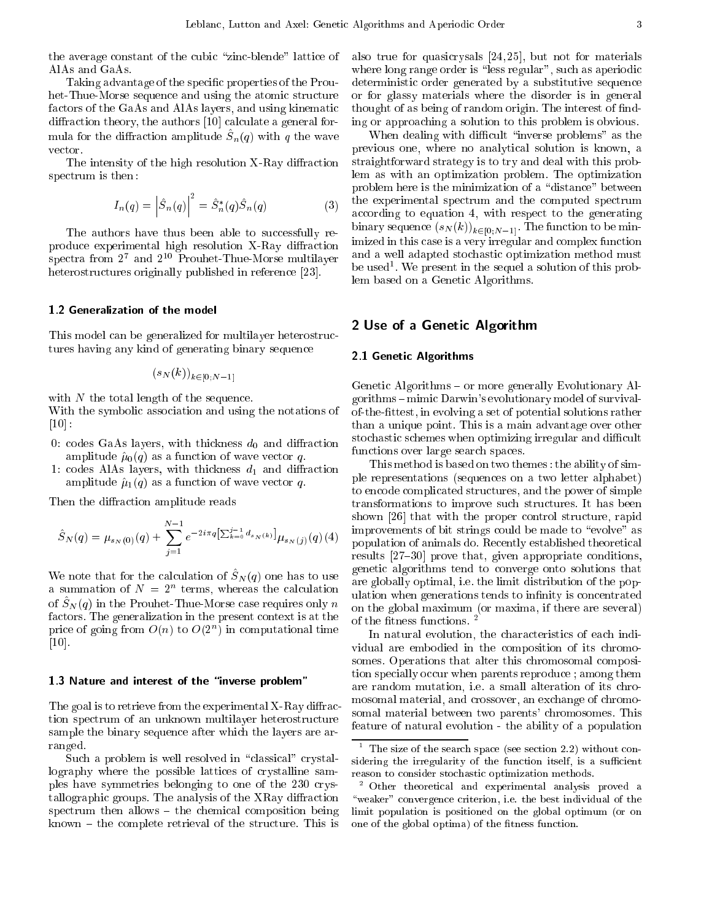the average constant of the cubic "zinc-blende" lattice of AlAs and GaAs.

Taking advantage of the specific properties of the Prouhet-Thue-Morse sequence and using the atomic structure factors of the GaAs and AlAs layers, and using kinematic diffraction theory, the authors [10] calculate a general formula for the diffraction amplitude $\hat{S}_n(q)$ with $q$ the wave vector.

The intensity of the high resolution X-Ray diffraction spectrum is then :

$$I_n(q) = \left|\hat{S}_n(q)\right|^2 = \hat{S}_n^*(q)\hat{S}_n(q) \tag{3}$$

The authors have thus been able to successfully reproduce experimental high resolution X-Ray diffraction spectra from $2^7$ and $2^{10}$ Prouhet-Thue-Morse multilayer heterostructures originally published in reference [23].

### 1.2 Generalization of the model

This model can be generalized for multilayer heterostructures having any kind of generating binary sequence

$$(s_N(k))_{k\in[0;N-1]}$$

with $N$ the total length of the sequence.
With the symbolic association and using the notations of [10] :

- 0: codes GaAs layers, with thickness $d_0$ and diffraction amplitude $\hat{\mu}_0(q)$ as a function of wave vector $q$.
- 1: codes AlAs layers, with thickness $d_1$ and diffraction amplitude $\hat{\mu}_1(q)$ as a function of wave vector $q$.

Then the diffraction amplitude reads

$$\hat{S}_N(q) = \mu_{s_N(0)}(q) + \sum_{j=1}^{N-1} e^{-2i\pi q\left[\sum_{k=0}^{j-1} d_{s_N(k)}\right]}\mu_{s_N(j)}(q) \tag{4}$$

We note that for the calculation of $\hat{S}_N(q)$ one has to use a summation of $N = 2^n$ terms, whereas the calculation of $\hat{S}_N(q)$ in the Prouhet-Thue-Morse case requires only $n$ factors. The generalization in the present context is at the price of going from $O(n)$ to $O(2^n)$ in computational time [10].

### 1.3 Nature and interest of the "inverse problem"

The goal is to retrieve from the experimental X-Ray diffraction spectrum of an unknown multilayer heterostructure sample the binary sequence after which the layers are arranged.

Such a problem is well resolved in "classical" crystallography where the possible lattices of crystalline samples have symmetries belonging to one of the 230 crystallographic groups. The analysis of the XRay diffraction spectrum then allows – the chemical composition being known – the complete retrieval of the structure. This is also true for quasicrysals [24,25], but not for materials where long range order is "less regular", such as aperiodic deterministic order generated by a substitutive sequence or for glassy materials where the disorder is in general thought of as being of random origin. The interest of finding or approaching a solution to this problem is obvious.

When dealing with difficult "inverse problems" as the previous one, where no analytical solution is known, a straightforward strategy is to try and deal with this problem as with an optimization problem. The optimization problem here is the minimization of a "distance" between the experimental spectrum and the computed spectrum according to equation 4, with respect to the generating binary sequence $(s_N(k))_{k\in[0;N-1]}$. The function to be minimized in this case is a very irregular and complex function and a well adapted stochastic optimization method must be used[1]. We present in the sequel a solution of this problem based on a Genetic Algorithms.

## 2 Use of a Genetic Algorithm

### 2.1 Genetic Algorithms

Genetic Algorithms – or more generally Evolutionary Algorithms – mimic Darwin's evolutionary model of survival-of-the-fittest, in evolving a set of potential solutions rather than a unique point. This is a main advantage over other stochastic schemes when optimizing irregular and difficult functions over large search spaces.

This method is based on two themes : the ability of simple representations (sequences on a two letter alphabet) to encode complicated structures, and the power of simple transformations to improve such structures. It has been shown [26] that with the proper control structure, rapid improvements of bit strings could be made to "evolve" as population of animals do. Recently established theoretical results [27–30] prove that, given appropriate conditions, genetic algorithms tend to converge onto solutions that are globally optimal, i.e. the limit distribution of the population when generations tends to infinity is concentrated on the global maximum (or maxima, if there are several) of the fitness functions. [2]

In natural evolution, the characteristics of each individual are embodied in the composition of its chromosomes. Operations that alter this chromosomal composition specially occur when parents reproduce ; among them are random mutation, i.e. a small alteration of its chromosomal material, and crossover, an exchange of chromosomal material between two parents' chromosomes. This feature of natural evolution - the ability of a population

[1] The size of the search space (see section 2.2) without considering the irregularity of the function itself, is a sufficient reason to consider stochastic optimization methods.

[2] Other theoretical and experimental analysis proved a "weaker" convergence criterion, i.e. the best individual of the limit population is positioned on the global optimum (or on one of the global optima) of the fitness function.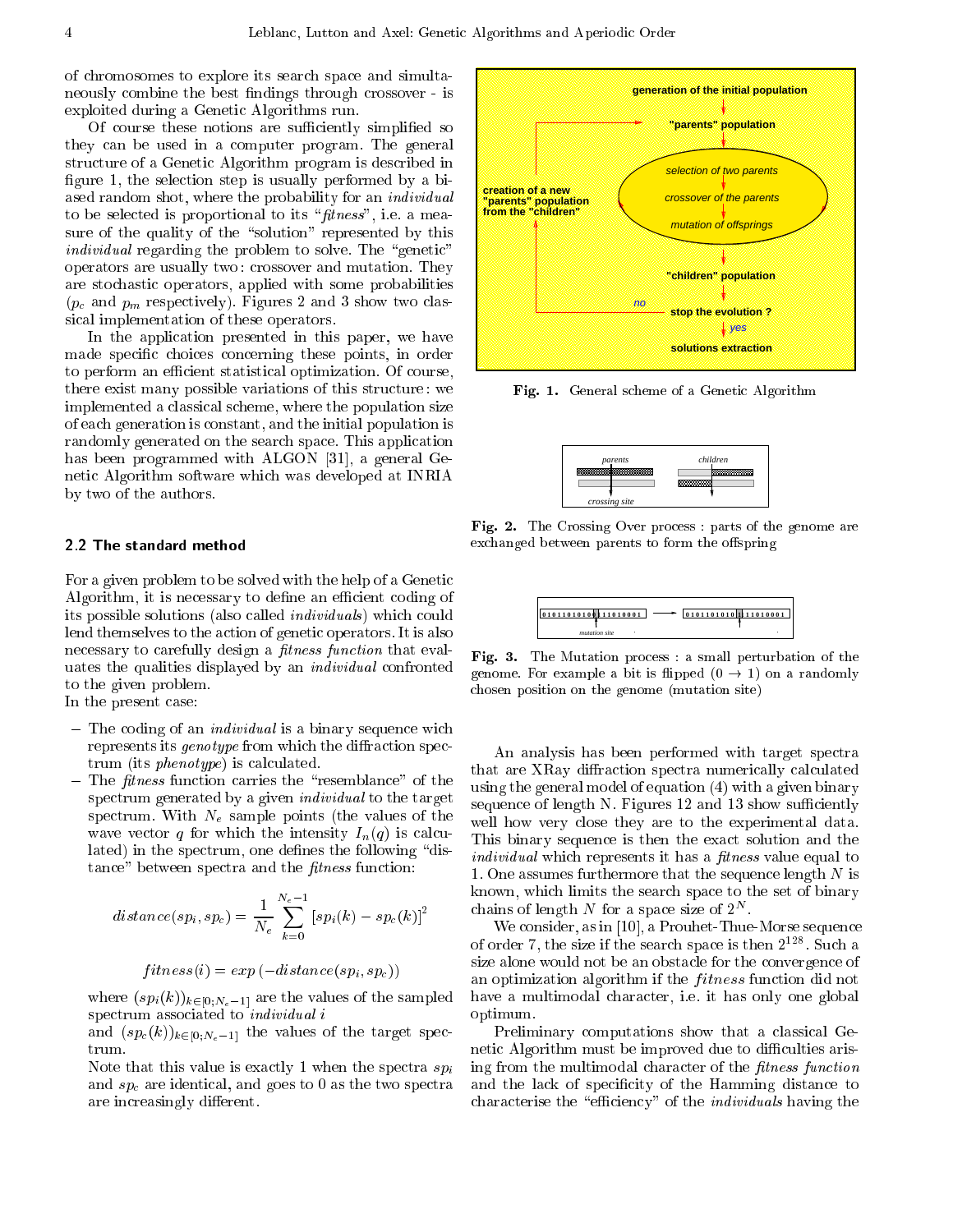of chromosomes to explore its search space and simultaneously combine the best findings through crossover - is exploited during a Genetic Algorithms run.

Of course these notions are sufficiently simplified so they can be used in a computer program. The general structure of a Genetic Algorithm program is described in figure 1, the selection step is usually performed by a biased random shot, where the probability for an *individual* to be selected is proportional to its "*fitness*", i.e. a measure of the quality of the "solution" represented by this *individual* regarding the problem to solve. The "genetic" operators are usually two : crossover and mutation. They are stochastic operators, applied with some probabilities ($p_c$ and $p_m$ respectively). Figures 2 and 3 show two classical implementation of these operators.

In the application presented in this paper, we have made specific choices concerning these points, in order to perform an efficient statistical optimization. Of course, there exist many possible variations of this structure : we implemented a classical scheme, where the population size of each generation is constant, and the initial population is randomly generated on the search space. This application has been programmed with ALGON [31], a general Genetic Algorithm software which was developed at INRIA by two of the authors.

**Fig. 1.** General scheme of a Genetic Algorithm

**Fig. 2.** The Crossing Over process : parts of the genome are exchanged between parents to form the offspring

**Fig. 3.** The Mutation process : a small perturbation of the genome. For example a bit is flipped ($0 \to 1$) on a randomly chosen position on the genome (mutation site)

## 2.2 The standard method

For a given problem to be solved with the help of a Genetic Algorithm, it is necessary to define an efficient coding of its possible solutions (also called *individuals*) which could lend themselves to the action of genetic operators. It is also necessary to carefully design a *fitness function* that evaluates the qualities displayed by an *individual* confronted to the given problem.
In the present case:

- The coding of an *individual* is a binary sequence wich represents its *genotype* from which the diffraction spectrum (its *phenotype*) is calculated.
- The *fitness* function carries the "resemblance" of the spectrum generated by a given *individual* to the target spectrum. With $N_e$ sample points (the values of the wave vector $q$ for which the intensity $I_n(q)$ is calculated) in the spectrum, one defines the following "distance" between spectra and the *fitness* function:

$$distance(sp_i, sp_c) = \frac{1}{N_e} \sum_{k=0}^{N_e-1} [sp_i(k) - sp_c(k)]^2$$

$$fitness(i) = exp\left(-distance(sp_i, sp_c)\right)$$

where $(sp_i(k))_{k\in[0;N_e-1]}$ are the values of the sampled spectrum associated to *individual* $i$ and $(sp_c(k))_{k\in[0;N_e-1]}$ the values of the target spectrum.
Note that this value is exactly 1 when the spectra $sp_i$ and $sp_c$ are identical, and goes to 0 as the two spectra are increasingly different.

An analysis has been performed with target spectra that are XRay diffraction spectra numerically calculated using the general model of equation (4) with a given binary sequence of length N. Figures 12 and 13 show sufficiently well how very close they are to the experimental data. This binary sequence is then the exact solution and the *individual* which represents it has a *fitness* value equal to 1. One assumes furthermore that the sequence length $N$ is known, which limits the search space to the set of binary chains of length $N$ for a space size of $2^N$.

We consider, as in [10], a Prouhet-Thue-Morse sequence of order 7, the size if the search space is then $2^{128}$. Such a size alone would not be an obstacle for the convergence of an optimization algorithm if the *fitness* function did not have a multimodal character, i.e. it has only one global optimum.

Preliminary computations show that a classical Genetic Algorithm must be improved due to difficulties arising from the multimodal character of the *fitness function* and the lack of specificity of the Hamming distance to characterise the "efficiency" of the *individuals* having the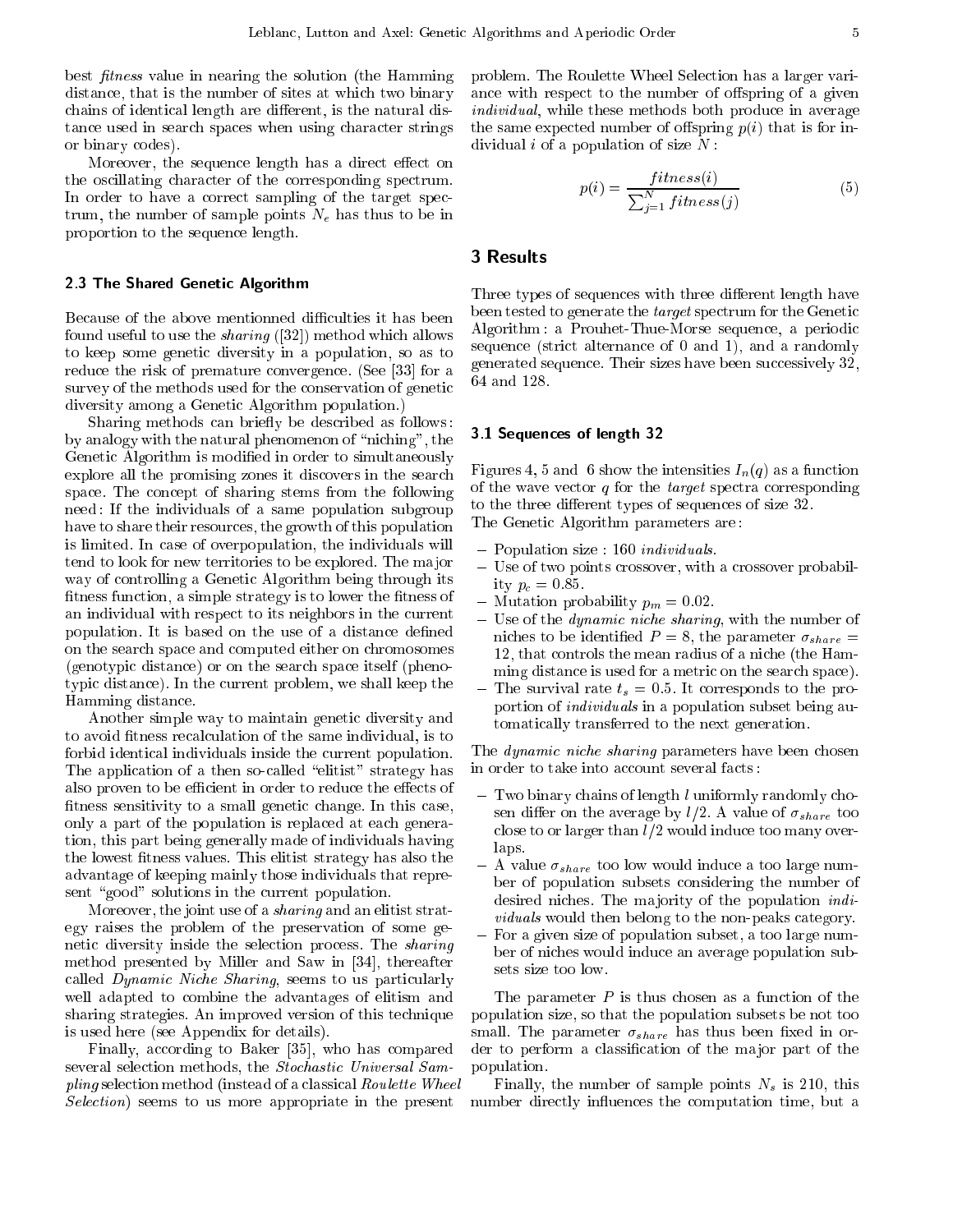best *fitness* value in nearing the solution (the Hamming distance, that is the number of sites at which two binary chains of identical length are different, is the natural distance used in search spaces when using character strings or binary codes).

Moreover, the sequence length has a direct effect on the oscillating character of the corresponding spectrum. In order to have a correct sampling of the target spectrum, the number of sample points $N_e$ has thus to be in proportion to the sequence length.

### 2.3 The Shared Genetic Algorithm

Because of the above mentionned difficulties it has been found useful to use the *sharing* ([32]) method which allows to keep some genetic diversity in a population, so as to reduce the risk of premature convergence. (See [33] for a survey of the methods used for the conservation of genetic diversity among a Genetic Algorithm population.)

Sharing methods can briefly be described as follows: by analogy with the natural phenomenon of "niching", the Genetic Algorithm is modified in order to simultaneously explore all the promising zones it discovers in the search space. The concept of sharing stems from the following need: If the individuals of a same population subgroup have to share their resources, the growth of this population is limited. In case of overpopulation, the individuals will tend to look for new territories to be explored. The major way of controlling a Genetic Algorithm being through its fitness function, a simple strategy is to lower the fitness of an individual with respect to its neighbors in the current population. It is based on the use of a distance defined on the search space and computed either on chromosomes (genotypic distance) or on the search space itself (phenotypic distance). In the current problem, we shall keep the Hamming distance.

Another simple way to maintain genetic diversity and to avoid fitness recalculation of the same individual, is to forbid identical individuals inside the current population. The application of a then so-called "elitist" strategy has also proven to be efficient in order to reduce the effects of fitness sensitivity to a small genetic change. In this case, only a part of the population is replaced at each generation, this part being generally made of individuals having the lowest fitness values. This elitist strategy has also the advantage of keeping mainly those individuals that represent "good" solutions in the current population.

Moreover, the joint use of a *sharing* and an elitist strategy raises the problem of the preservation of some genetic diversity inside the selection process. The *sharing* method presented by Miller and Saw in [34], thereafter called *Dynamic Niche Sharing*, seems to us particularly well adapted to combine the advantages of elitism and sharing strategies. An improved version of this technique is used here (see Appendix for details).

Finally, according to Baker [35], who has compared several selection methods, the *Stochastic Universal Sampling* selection method (instead of a classical *Roulette Wheel Selection*) seems to us more appropriate in the present problem. The Roulette Wheel Selection has a larger variance with respect to the number of offspring of a given *individual*, while these methods both produce in average the same expected number of offspring $p(i)$ that is for individual $i$ of a population of size $N$:

$$p(i) = \frac{fitness(i)}{\sum_{j=1}^{N} fitness(j)} \tag{5}$$

## 3 Results

Three types of sequences with three different length have been tested to generate the *target* spectrum for the Genetic Algorithm: a Prouhet-Thue-Morse sequence, a periodic sequence (strict alternance of 0 and 1), and a randomly generated sequence. Their sizes have been successively 32, 64 and 128.

### 3.1 Sequences of length 32

Figures 4, 5 and 6 show the intensities $I_n(q)$ as a function of the wave vector $q$ for the *target* spectra corresponding to the three different types of sequences of size 32.
The Genetic Algorithm parameters are:

- Population size : 160 *individuals*.
- Use of two points crossover, with a crossover probability $p_c = 0.85$.
- Mutation probability $p_m = 0.02$.
- Use of the *dynamic niche sharing*, with the number of niches to be identified $P = 8$, the parameter $\sigma_{share} = 12$, that controls the mean radius of a niche (the Hamming distance is used for a metric on the search space).
- The survival rate $t_s = 0.5$. It corresponds to the proportion of *individuals* in a population subset being automatically transferred to the next generation.

The *dynamic niche sharing* parameters have been chosen in order to take into account several facts:

- Two binary chains of length $l$ uniformly randomly chosen differ on the average by $l/2$. A value of $\sigma_{share}$ too close to or larger than $l/2$ would induce too many overlaps.
- A value $\sigma_{share}$ too low would induce a too large number of population subsets considering the number of desired niches. The majority of the population *individuals* would then belong to the non-peaks category.
- For a given size of population subset, a too large number of niches would induce an average population subsets size too low.

The parameter $P$ is thus chosen as a function of the population size, so that the population subsets be not too small. The parameter $\sigma_{share}$ has thus been fixed in order to perform a classification of the major part of the population.

Finally, the number of sample points $N_s$ is 210, this number directly influences the computation time, but a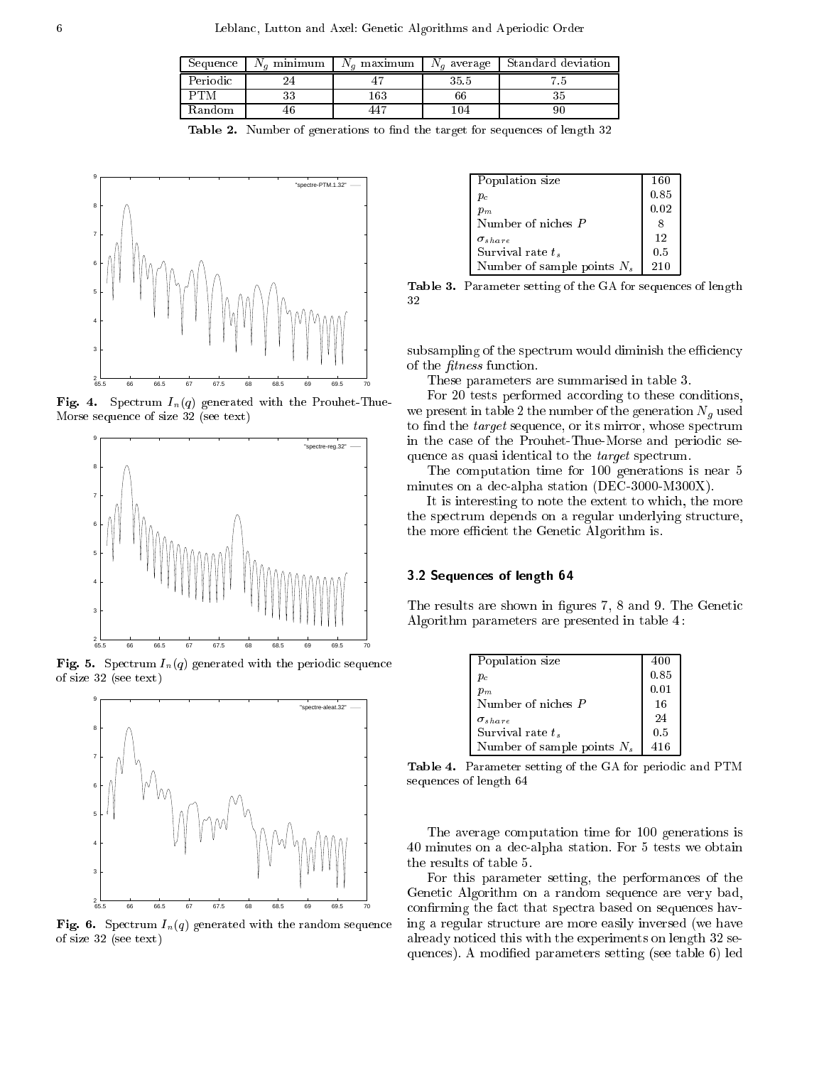| Sequence | $N_g$ minimum | $N_g$ maximum | $N_g$ average | Standard deviation |
|---|---|---|---|---|
| Periodic | 24 | 47 | 35.5 | 7.5 |
| PTM | 33 | 163 | 66 | 35 |
| Random | 46 | 447 | 104 | 90 |

**Table 2.** Number of generations to find the target for sequences of length 32

**Fig. 4.** Spectrum $I_n(q)$ generated with the Prouhet-Thue-Morse sequence of size 32 (see text)

**Fig. 5.** Spectrum $I_n(q)$ generated with the periodic sequence of size 32 (see text)

**Fig. 6.** Spectrum $I_n(q)$ generated with the random sequence of size 32 (see text)

| Parameter | Value |
|---|---|
| Population size | 160 |
| $p_c$ | 0.85 |
| $p_m$ | 0.02 |
| Number of niches $P$ | 8 |
| $\sigma_{share}$ | 12 |
| Survival rate $t_s$ | 0.5 |
| Number of sample points $N_s$ | 210 |

**Table 3.** Parameter setting of the GA for sequences of length 32

subsampling of the spectrum would diminish the efficiency of the *fitness* function.

These parameters are summarised in table 3.

For 20 tests performed according to these conditions, we present in table 2 the number of the generation $N_g$ used to find the *target* sequence, or its mirror, whose spectrum in the case of the Prouhet-Thue-Morse and periodic sequence as quasi identical to the *target* spectrum.

The computation time for 100 generations is near 5 minutes on a dec-alpha station (DEC-3000-M300X).

It is interesting to note the extent to which, the more the spectrum depends on a regular underlying structure, the more efficient the Genetic Algorithm is.

### 3.2 Sequences of length 64

The results are shown in figures 7, 8 and 9. The Genetic Algorithm parameters are presented in table 4:

| Parameter | Value |
|---|---|
| Population size | 400 |
| $p_c$ | 0.85 |
| $p_m$ | 0.01 |
| Number of niches $P$ | 16 |
| $\sigma_{share}$ | 24 |
| Survival rate $t_s$ | 0.5 |
| Number of sample points $N_s$ | 416 |

**Table 4.** Parameter setting of the GA for periodic and PTM sequences of length 64

The average computation time for 100 generations is 40 minutes on a dec-alpha station. For 5 tests we obtain the results of table 5.

For this parameter setting, the performances of the Genetic Algorithm on a random sequence are very bad, confirming the fact that spectra based on sequences having a regular structure are more easily inversed (we have already noticed this with the experiments on length 32 sequences). A modified parameters setting (see table 6) led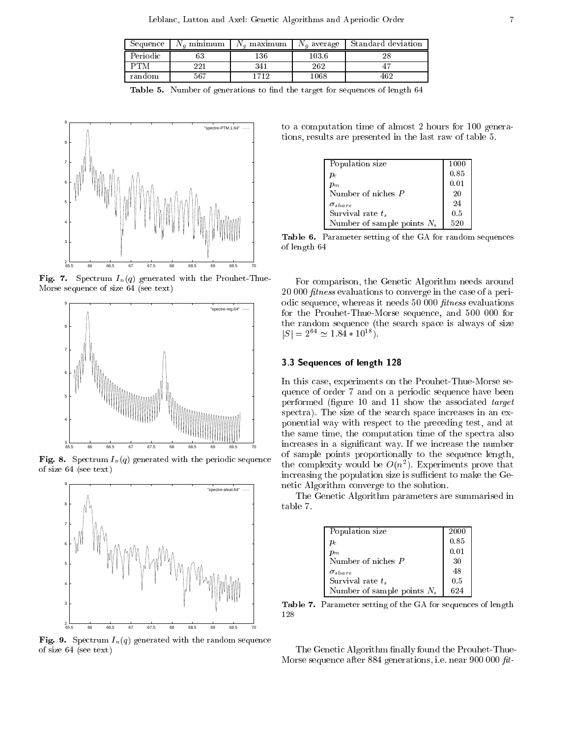| Sequence | $N_g$ minimum | $N_g$ maximum | $N_g$ average | Standard deviation |
|---|---|---|---|---|
| Periodic | 63 | 136 | 103.6 | 28 |
| PTM | 221 | 341 | 262 | 47 |
| random | 567 | 1712 | 1068 | 462 |

**Table 5.** Number of generations to find the target for sequences of length 64

**Fig. 7.** Spectrum $I_n(q)$ generated with the Prouhet-Thue-Morse sequence of size 64 (see text)

**Fig. 8.** Spectrum $I_n(q)$ generated with the periodic sequence of size 64 (see text)

**Fig. 9.** Spectrum $I_n(q)$ generated with the random sequence of size 64 (see text)

to a computation time of almost 2 hours for 100 generations, results are presented in the last raw of table 5.

| Population size | 1000 |
|---|---|
| $p_c$ | 0.85 |
| $p_m$ | 0.01 |
| Number of niches $P$ | 20 |
| $\sigma_{share}$ | 24 |
| Survival rate $t_s$ | 0.5 |
| Number of sample points $N_s$ | 520 |

**Table 6.** Parameter setting of the GA for random sequences of length 64

For comparison, the Genetic Algorithm needs around 20 000 *fitness* evaluations to converge in the case of a periodic sequence, whereas it needs 50 000 *fitness* evaluations for the Prouhet-Thue-Morse sequence, and 500 000 for the random sequence (the search space is always of size $|S| = 2^{64} \simeq 1.84 * 10^{18}$).

### 3.3 Sequences of length 128

In this case, experiments on the Prouhet-Thue-Morse sequence of order 7 and on a periodic sequence have been performed (figure 10 and 11 show the associated *target* spectra). The size of the search space increases in an exponential way with respect to the preceding test, and at the same time, the computation time of the spectra also increases in a significant way. If we increase the number of sample points proportionally to the sequence length, the complexity would be $O(n^2)$. Experiments prove that increasing the population size is sufficient to make the Genetic Algorithm converge to the solution.

The Genetic Algorithm parameters are summarised in table 7.

| Population size | 2000 |
|---|---|
| $p_c$ | 0.85 |
| $p_m$ | 0.01 |
| Number of niches $P$ | 30 |
| $\sigma_{share}$ | 48 |
| Survival rate $t_s$ | 0.5 |
| Number of sample points $N_s$ | 624 |

**Table 7.** Parameter setting of the GA for sequences of length 128

The Genetic Algorithm finally found the Prouhet-Thue-Morse sequence after 884 generations, i.e. near 900 000 *fit-*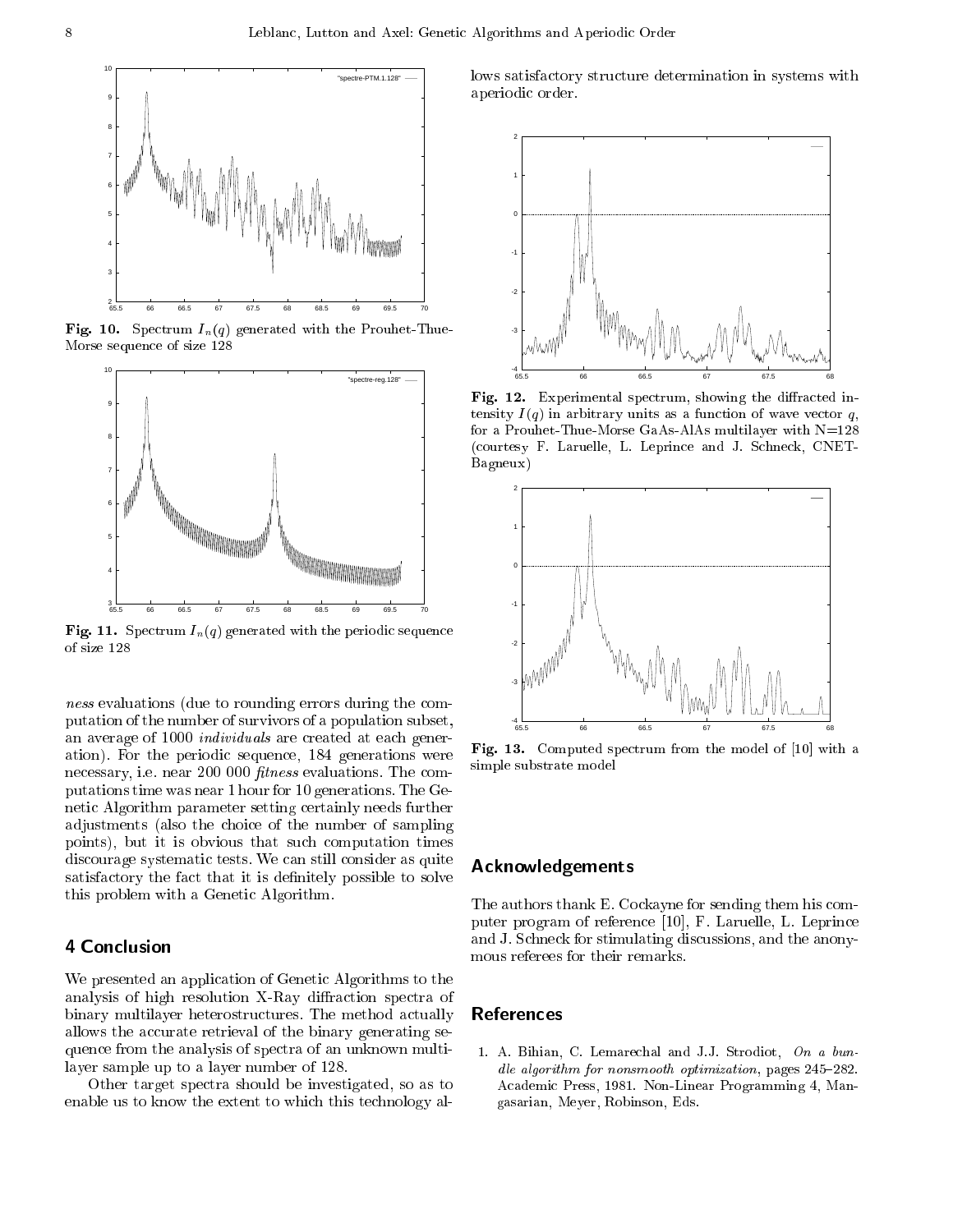**Fig. 10.** Spectrum $I_n(q)$ generated with the Prouhet-Thue-Morse sequence of size 128

**Fig. 11.** Spectrum $I_n(q)$ generated with the periodic sequence of size 128

*ness* evaluations (due to rounding errors during the computation of the number of survivors of a population subset, an average of 1000 *individuals* are created at each generation). For the periodic sequence, 184 generations were necessary, i.e. near 200 000 *fitness* evaluations. The computations time was near 1 hour for 10 generations. The Genetic Algorithm parameter setting certainly needs further adjustments (also the choice of the number of sampling points), but it is obvious that such computation times discourage systematic tests. We can still consider as quite satisfactory the fact that it is definitely possible to solve this problem with a Genetic Algorithm.

## 4 Conclusion

We presented an application of Genetic Algorithms to the analysis of high resolution X-Ray diffraction spectra of binary multilayer heterostructures. The method actually allows the accurate retrieval of the binary generating sequence from the analysis of spectra of an unknown multilayer sample up to a layer number of 128.

Other target spectra should be investigated, so as to enable us to know the extent to which this technology allows satisfactory structure determination in systems with aperiodic order.

**Fig. 12.** Experimental spectrum, showing the diffracted intensity $I(q)$ in arbitrary units as a function of wave vector $q$, for a Prouhet-Thue-Morse GaAs-AlAs multilayer with N=128 (courtesy F. Laruelle, L. Leprince and J. Schneck, CNET-Bagneux)

**Fig. 13.** Computed spectrum from the model of [10] with a simple substrate model

## Acknowledgements

The authors thank E. Cockayne for sending them his computer program of reference [10], F. Laruelle, L. Leprince and J. Schneck for stimulating discussions, and the anonymous referees for their remarks.

## References

1. A. Bihian, C. Lemarechal and J.J. Strodiot, *On a bundle algorithm for nonsmooth optimization*, pages 245–282. Academic Press, 1981. Non-Linear Programming 4, Mangasarian, Meyer, Robinson, Eds.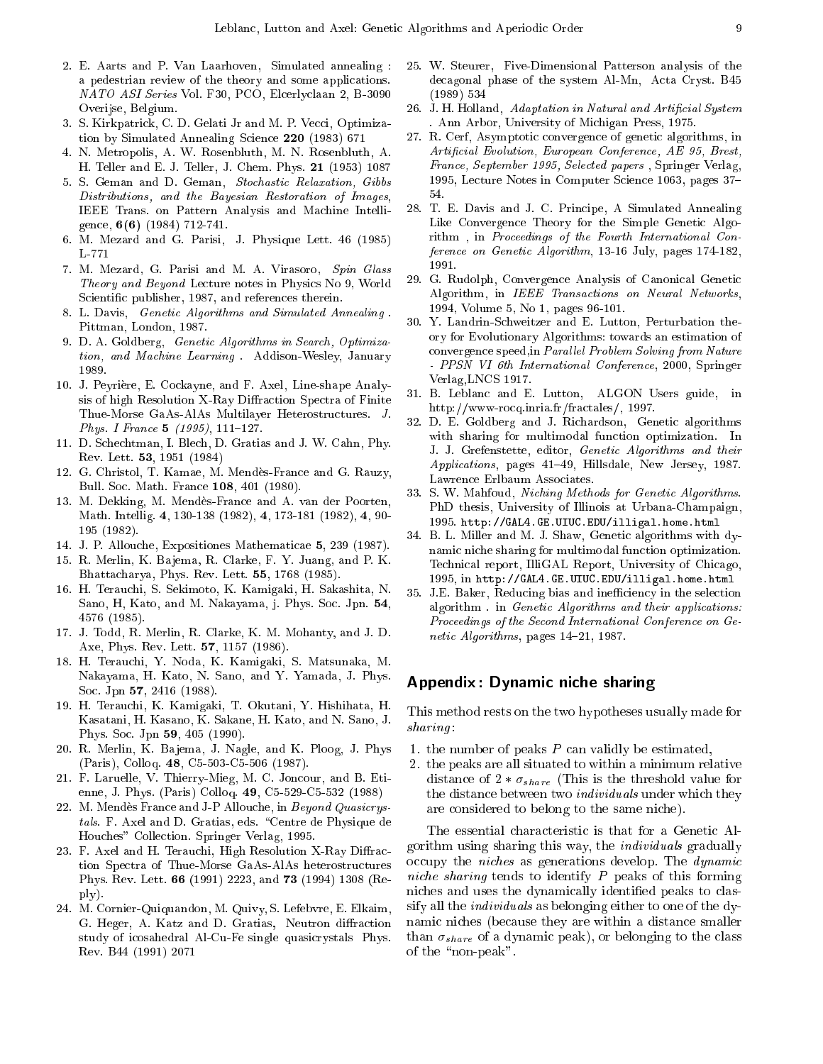2. E. Aarts and P. Van Laarhoven, Simulated annealing : a pedestrian review of the theory and some applications. *NATO ASI Series* Vol. F30, PCO, Elcerlyclaan 2, B-3090 Overijse, Belgium.
3. S. Kirkpatrick, C. D. Gelati Jr and M. P. Vecci, Optimization by Simulated Annealing Science **220** (1983) 671
4. N. Metropolis, A. W. Rosenbluth, M. N. Rosenbluth, A. H. Teller and E. J. Teller, J. Chem. Phys. **21** (1953) 1087
5. S. Geman and D. Geman, *Stochastic Relaxation, Gibbs Distributions, and the Bayesian Restoration of Images*, IEEE Trans. on Pattern Analysis and Machine Intelligence, **6(6)** (1984) 712-741.
6. M. Mezard and G. Parisi, J. Physique Lett. 46 (1985) L-771
7. M. Mezard, G. Parisi and M. A. Virasoro, *Spin Glass Theory and Beyond* Lecture notes in Physics No 9, World Scientific publisher, 1987, and references therein.
8. L. Davis, *Genetic Algorithms and Simulated Annealing* . Pittman, London, 1987.
9. D. A. Goldberg, *Genetic Algorithms in Search, Optimization, and Machine Learning* . Addison-Wesley, January 1989.
10. J. Peyrière, E. Cockayne, and F. Axel, Line-shape Analysis of high Resolution X-Ray Diffraction Spectra of Finite Thue-Morse GaAs-AlAs Multilayer Heterostructures. *J. Phys. I France* **5** *(1995)*, 111–127.
11. D. Schechtman, I. Blech, D. Gratias and J. W. Cahn, Phy. Rev. Lett. **53**, 1951 (1984)
12. G. Christol, T. Kamae, M. Mendès-France and G. Rauzy, Bull. Soc. Math. France **108**, 401 (1980).
13. M. Dekking, M. Mendès-France and A. van der Poorten, Math. Intellig. **4**, 130-138 (1982), **4**, 173-181 (1982), **4**, 90-195 (1982).
14. J. P. Allouche, Expositiones Mathematicae **5**, 239 (1987).
15. R. Merlin, K. Bajema, R. Clarke, F. Y. Juang, and P. K. Bhattacharya, Phys. Rev. Lett. **55**, 1768 (1985).
16. H. Terauchi, S. Sekimoto, K. Kamigaki, H. Sakashita, N. Sano, H, Kato, and M. Nakayama, j. Phys. Soc. Jpn. **54**, 4576 (1985).
17. J. Todd, R. Merlin, R. Clarke, K. M. Mohanty, and J. D. Axe, Phys. Rev. Lett. **57**, 1157 (1986).
18. H. Terauchi, Y. Noda, K. Kamigaki, S. Matsunaka, M. Nakayama, H. Kato, N. Sano, and Y. Yamada, J. Phys. Soc. Jpn **57**, 2416 (1988).
19. H. Terauchi, K. Kamigaki, T. Okutani, Y. Hishihata, H. Kasatani, H. Kasano, K. Sakane, H. Kato, and N. Sano, J. Phys. Soc. Jpn **59**, 405 (1990).
20. R. Merlin, K. Bajema, J. Nagle, and K. Ploog, J. Phys (Paris), Colloq. **48**, C5-503-C5-506 (1987).
21. F. Laruelle, V. Thierry-Mieg, M. C. Joncour, and B. Etienne, J. Phys. (Paris) Colloq. **49**, C5-529-C5-532 (1988)
22. M. Mendès France and J-P Allouche, in *Beyond Quasicrystals*. F. Axel and D. Gratias, eds. "Centre de Physique de Houches" Collection. Springer Verlag, 1995.
23. F. Axel and H. Terauchi, High Resolution X-Ray Diffraction Spectra of Thue-Morse GaAs-AlAs heterostructures Phys. Rev. Lett. **66** (1991) 2223, and **73** (1994) 1308 (Reply).
24. M. Cornier-Quiquandon, M. Quivy, S. Lefebvre, E. Elkaim, G. Heger, A. Katz and D. Gratias, Neutron diffraction study of icosahedral Al-Cu-Fe single quasicrystals Phys. Rev. B44 (1991) 2071
25. W. Steurer, Five-Dimensional Patterson analysis of the decagonal phase of the system Al-Mn, Acta Cryst. B45 (1989) 534
26. J. H. Holland, *Adaptation in Natural and Artificial System* . Ann Arbor, University of Michigan Press, 1975.
27. R. Cerf, Asymptotic convergence of genetic algorithms, in *Artificial Evolution, European Conference, AE 95, Brest, France, September 1995, Selected papers* , Springer Verlag, 1995, Lecture Notes in Computer Science 1063, pages 37–54.
28. T. E. Davis and J. C. Principe, A Simulated Annealing Like Convergence Theory for the Simple Genetic Algorithm , in *Proceedings of the Fourth International Conference on Genetic Algorithm*, 13-16 July, pages 174-182, 1991.
29. G. Rudolph, Convergence Analysis of Canonical Genetic Algorithm, in *IEEE Transactions on Neural Networks*, 1994, Volume 5, No 1, pages 96-101.
30. Y. Landrin-Schweitzer and E. Lutton, Perturbation theory for Evolutionary Algorithms: towards an estimation of convergence speed,in *Parallel Problem Solving from Nature - PPSN VI 6th International Conference*, 2000, Springer Verlag,LNCS 1917.
31. B. Leblanc and E. Lutton, ALGON Users guide, in http://www-rocq.inria.fr/fractales/, 1997.
32. D. E. Goldberg and J. Richardson, Genetic algorithms with sharing for multimodal function optimization. In J. J. Grefenstette, editor, *Genetic Algorithms and their Applications*, pages 41–49, Hillsdale, New Jersey, 1987. Lawrence Erlbaum Associates.
33. S. W. Mahfoud, *Niching Methods for Genetic Algorithms*. PhD thesis, University of Illinois at Urbana-Champaign, 1995. `http://GAL4.GE.UIUC.EDU/illigal.home.html`
34. B. L. Miller and M. J. Shaw, Genetic algorithms with dynamic niche sharing for multimodal function optimization. Technical report, IlliGAL Report, University of Chicago, 1995, in `http://GAL4.GE.UIUC.EDU/illigal.home.html`
35. J.E. Baker, Reducing bias and inefficiency in the selection algorithm . in *Genetic Algorithms and their applications: Proceedings of the Second International Conference on Genetic Algorithms*, pages 14–21, 1987.

## Appendix: Dynamic niche sharing

This method rests on the two hypotheses usually made for *sharing*:

1. the number of peaks $P$ can validly be estimated,
2. the peaks are all situated to within a minimum relative distance of $2 * \sigma_{share}$ (This is the threshold value for the distance between two *individuals* under which they are considered to belong to the same niche).

The essential characteristic is that for a Genetic Algorithm using sharing this way, the *individuals* gradually occupy the *niches* as generations develop. The *dynamic niche sharing* tends to identify $P$ peaks of this forming niches and uses the dynamically identified peaks to classify all the *individuals* as belonging either to one of the dynamic niches (because they are within a distance smaller than $\sigma_{share}$ of a dynamic peak), or belonging to the class of the "non-peak".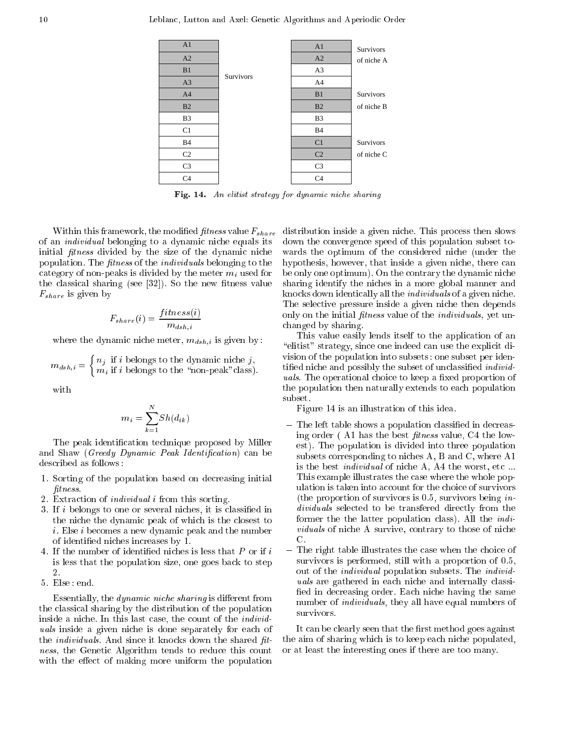| | | | |
|---|---|---|---|
| A1 | Survivors | A1 | Survivors of niche A |
| A2 | | A2 | |
| B1 | | A3 | |
| A3 | | A4 | |
| A4 | | B1 | Survivors of niche B |
| B2 | | B2 | |
| B3 | | B3 | |
| C1 | | B4 | |
| B4 | | C1 | Survivors of niche C |
| C2 | | C2 | |
| C3 | | C3 | |
| C4 | | C4 | |

**Fig. 14.** *An elitist strategy for dynamic niche sharing*

Within this framework, the modified *fitness* value $F_{share}$ of an *individual* belonging to a dynamic niche equals its initial *fitness* divided by the size of the dynamic niche population. The *fitness* of the *individuals* belonging to the category of non-peaks is divided by the meter $m_i$ used for the classical sharing (see [32]). So the new fitness value $F_{share}$ is given by

$$F_{share}(i) = \frac{fitness(i)}{m_{dsh,i}}$$

where the dynamic niche meter, $m_{dsh,i}$ is given by :

$$m_{dsh,i} = \begin{cases} n_j & \text{if } i \text{ belongs to the dynamic niche } j, \\ m_i & \text{if } i \text{ belongs to the "non-peak" class).} \end{cases}$$

with

$$m_i = \sum_{k=1}^{N} Sh(d_{ik})$$

The peak identification technique proposed by Miller and Shaw (*Greedy Dynamic Peak Identification*) can be described as follows :

1. Sorting of the population based on decreasing initial *fitness*.
2. Extraction of *individual* $i$ from this sorting.
3. If $i$ belongs to one or several niches, it is classified in the niche the dynamic peak of which is the closest to $i$. Else $i$ becomes a new dynamic peak and the number of identified niches increases by 1.
4. If the number of identified niches is less that $P$ or if $i$ is less that the population size, one goes back to step 2.
5. Else : end.

Essentially, the *dynamic niche sharing* is different from the classical sharing by the distribution of the population inside a niche. In this last case, the count of the *individuals* inside a given niche is done separately for each of the *individuals*. And since it knocks down the shared *fitness*, the Genetic Algorithm tends to reduce this count with the effect of making more uniform the population distribution inside a given niche. This process then slows down the convergence speed of this population subset towards the optimum of the considered niche (under the hypothesis, however, that inside a given niche, there can be only one optimum). On the contrary the dynamic niche sharing identify the niches in a more global manner and knocks down identically all the *individuals* of a given niche. The selective pressure inside a given niche then depends only on the initial *fitness* value of the *individuals*, yet unchanged by sharing.

This value easily lends itself to the application of an "elitist" strategy, since one indeed can use the explicit division of the population into subsets : one subset per identified niche and possibly the subset of unclassified *individuals*. The operational choice to keep a fixed proportion of the population then naturally extends to each population subset.

Figure 14 is an illustration of this idea.

- The left table shows a population classified in decreasing order ( A1 has the best *fitness* value, C4 the lowest). The population is divided into three population subsets corresponding to niches A, B and C, where A1 is the best *individual* of niche A, A4 the worst, etc ... This example illustrates the case where the whole population is taken into account for the choice of survivors (the proportion of survivors is 0.5, survivors being *individuals* selected to be transfered directly from the former the the latter population class). All the *individuals* of niche A survive, contrary to those of niche C.
- The right table illustrates the case when the choice of survivors is performed, still with a proportion of 0.5, out of the *individual* population subsets. The *individuals* are gathered in each niche and internally classified in decreasing order. Each niche having the same number of *individuals*, they all have equal numbers of survivors.

It can be clearly seen that the first method goes against the aim of sharing which is to keep each niche populated, or at least the interesting ones if there are too many.